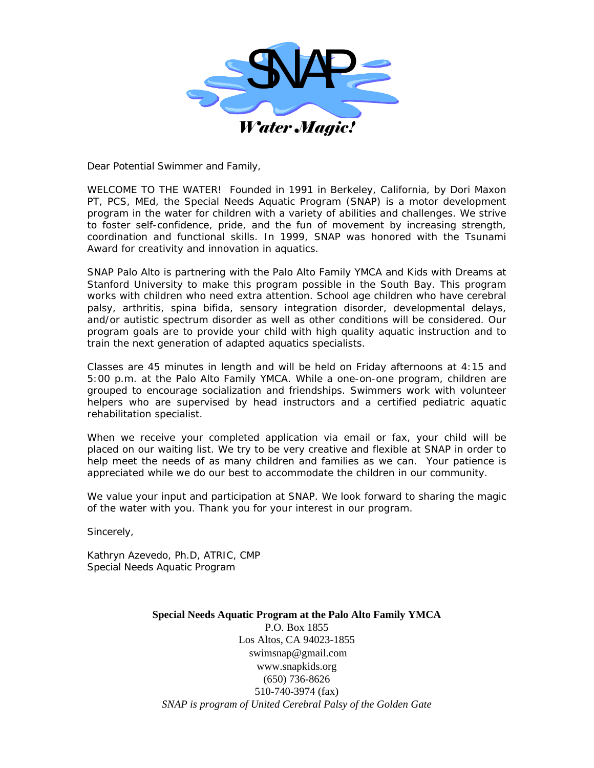# SNAP

*Water Magic!*

Dear Potential Swimmer and Family,

WELCOME TO THE WATER! Founded in 1991 in Berkeley, California, by Dori Maxon PT, PCS, MEd, the Special Needs Aquatic Program (SNAP) is a motor development program in the water for children with a variety of abilities and challenges. We strive to foster self-confidence, pride, and the fun of movement by increasing strength, coordination and functional skills. In 1999, SNAP was honored with the Tsunami Award for creativity and innovation in aquatics.

SNAP Palo Alto is partnering with the Palo Alto Family YMCA and Kids with Dreams at Stanford University to make this program possible in the South Bay. This program works with children who need extra attention. School age children who have cerebral palsy, arthritis, spina bifida, sensory integration disorder, developmental delays, and/or autistic spectrum disorder as well as other conditions will be considered. Our program goals are to provide your child with high quality aquatic instruction and to train the next generation of adapted aquatics specialists.

Classes are 45 minutes in length and will be held on Friday afternoons at 4:15 and 5:00 p.m. at the Palo Alto Family YMCA. While a one-on-one program, children are grouped to encourage socialization and friendships. Swimmers work with volunteer helpers who are supervised by head instructors and a certified pediatric aquatic rehabilitation specialist.

When we receive your completed application via email or fax, your child will be placed on our waiting list. We try to be very creative and flexible at SNAP in order to help meet the needs of as many children and families as we can. Your patience is appreciated while we do our best to accommodate the children in our community.

We value your input and participation at SNAP. We look forward to sharing the magic of the water with you. Thank you for your interest in our program.

Sincerely,

Kathryn Azevedo, Ph.D, ATRIC, CMP
Special Needs Aquatic Program

**Special Needs Aquatic Program at the Palo Alto Family YMCA**
P.O. Box 1855
Los Altos, CA 94023-1855
swimsnap@gmail.com
www.snapkids.org
(650) 736-8626
510-740-3974 (fax)
*SNAP is program of United Cerebral Palsy of the Golden Gate*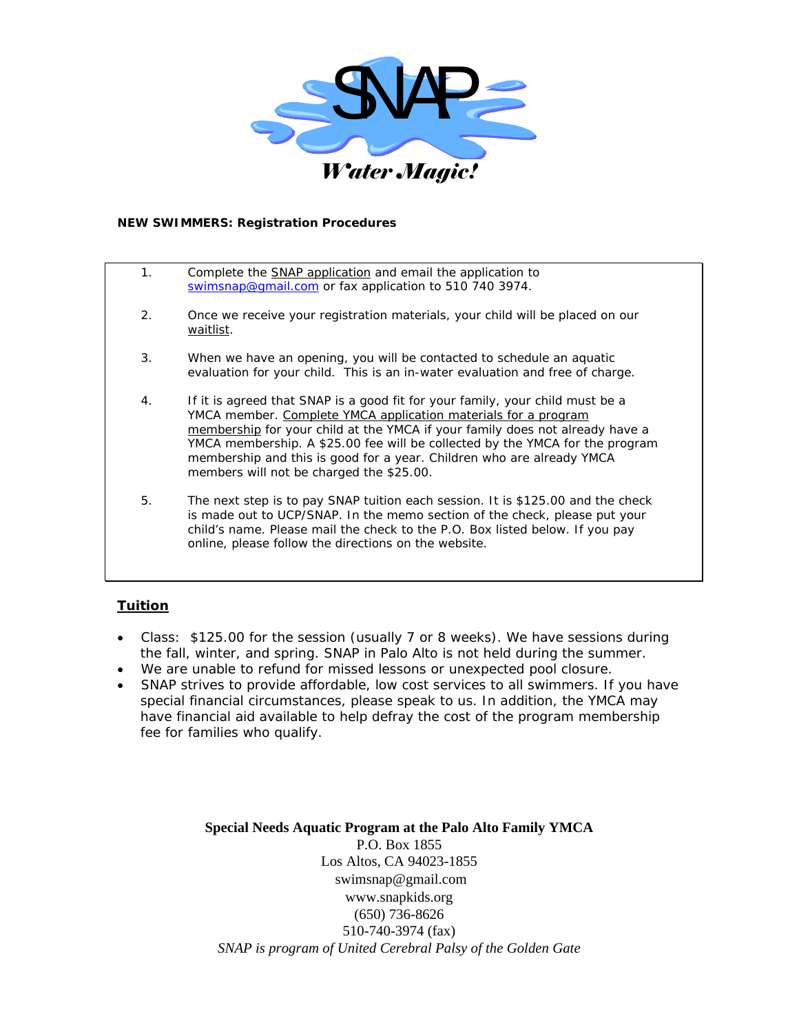SNAP

*Water Magic!*

**NEW SWIMMERS: Registration Procedures**

1. Complete the SNAP application and email the application to swimsnap@gmail.com or fax application to 510 740 3974.

2. Once we receive your registration materials, your child will be placed on our waitlist.

3. When we have an opening, you will be contacted to schedule an aquatic evaluation for your child. This is an in-water evaluation and free of charge.

4. If it is agreed that SNAP is a good fit for your family, your child must be a YMCA member. Complete YMCA application materials for a program membership for your child at the YMCA if your family does not already have a YMCA membership. A $25.00 fee will be collected by the YMCA for the program membership and this is good for a year. Children who are already YMCA members will not be charged the $25.00.

5. The next step is to pay SNAP tuition each session. It is $125.00 and the check is made out to UCP/SNAP. In the memo section of the check, please put your child's name. Please mail the check to the P.O. Box listed below. If you pay online, please follow the directions on the website.

## Tuition

- Class: $125.00 for the session (usually 7 or 8 weeks). We have sessions during the fall, winter, and spring. SNAP in Palo Alto is not held during the summer.
- We are unable to refund for missed lessons or unexpected pool closure.
- SNAP strives to provide affordable, low cost services to all swimmers. If you have special financial circumstances, please speak to us. In addition, the YMCA may have financial aid available to help defray the cost of the program membership fee for families who qualify.

**Special Needs Aquatic Program at the Palo Alto Family YMCA**
P.O. Box 1855
Los Altos, CA 94023-1855
swimsnap@gmail.com
www.snapkids.org
(650) 736-8626
510-740-3974 (fax)
*SNAP is program of United Cerebral Palsy of the Golden Gate*